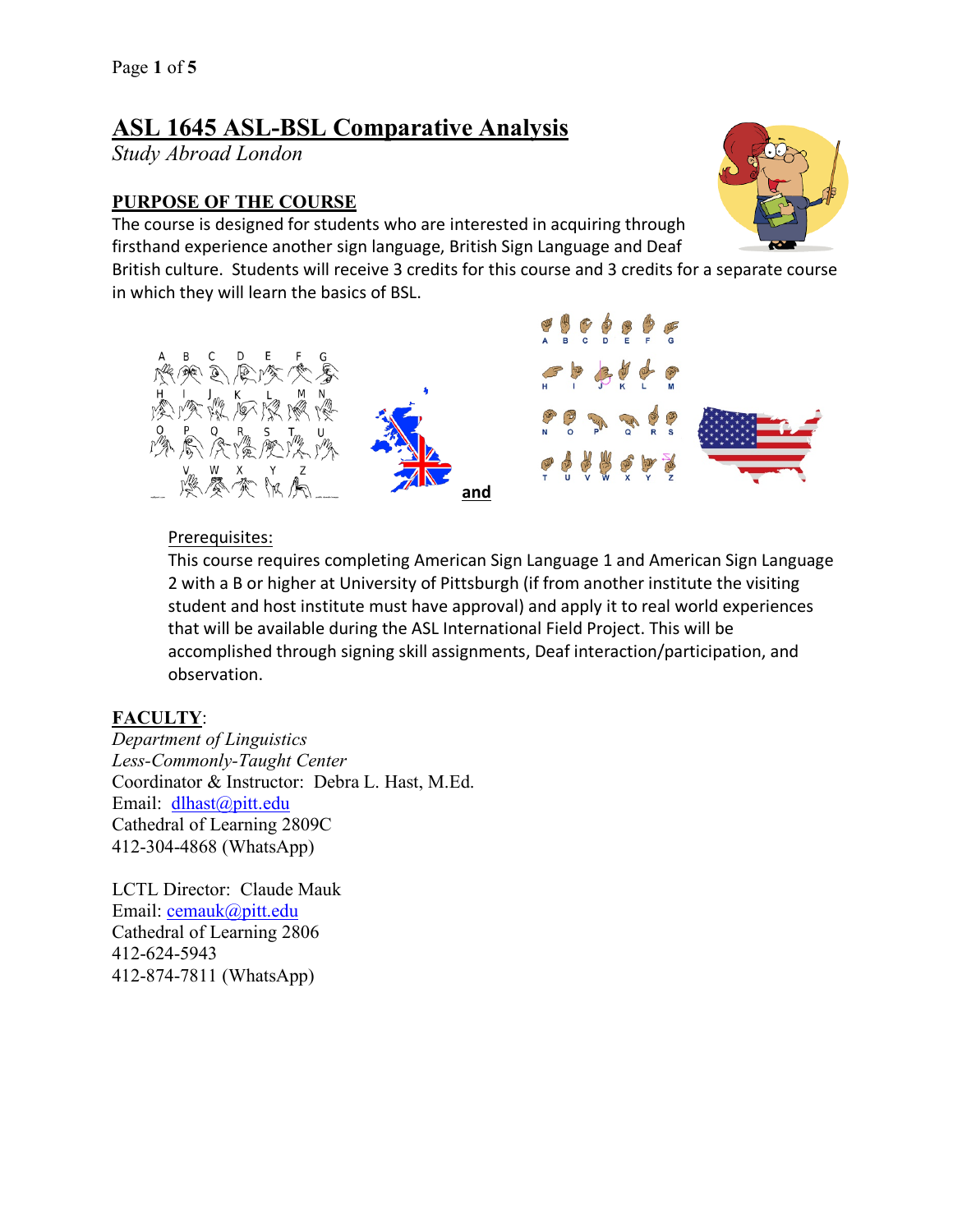# ASL 1645 ASL-BSL Comparative Analysis

*Study Abroad London*

## PURPOSE OF THE COURSE

The course is designed for students who are interested in acquiring through firsthand experience another sign language, British Sign Language and Deaf British culture. Students will receive 3 credits for this course and 3 credits for a separate course in which they will learn the basics of BSL.

**and**

Prerequisites:

This course requires completing American Sign Language 1 and American Sign Language 2 with a B or higher at University of Pittsburgh (if from another institute the visiting student and host institute must have approval) and apply it to real world experiences that will be available during the ASL International Field Project. This will be accomplished through signing skill assignments, Deaf interaction/participation, and observation.

## FACULTY:

*Department of Linguistics*
*Less-Commonly-Taught Center*
Coordinator & Instructor: Debra L. Hast, M.Ed.
Email: dlhast@pitt.edu
Cathedral of Learning 2809C
412-304-4868 (WhatsApp)

LCTL Director: Claude Mauk
Email: cemauk@pitt.edu
Cathedral of Learning 2806
412-624-5943
412-874-7811 (WhatsApp)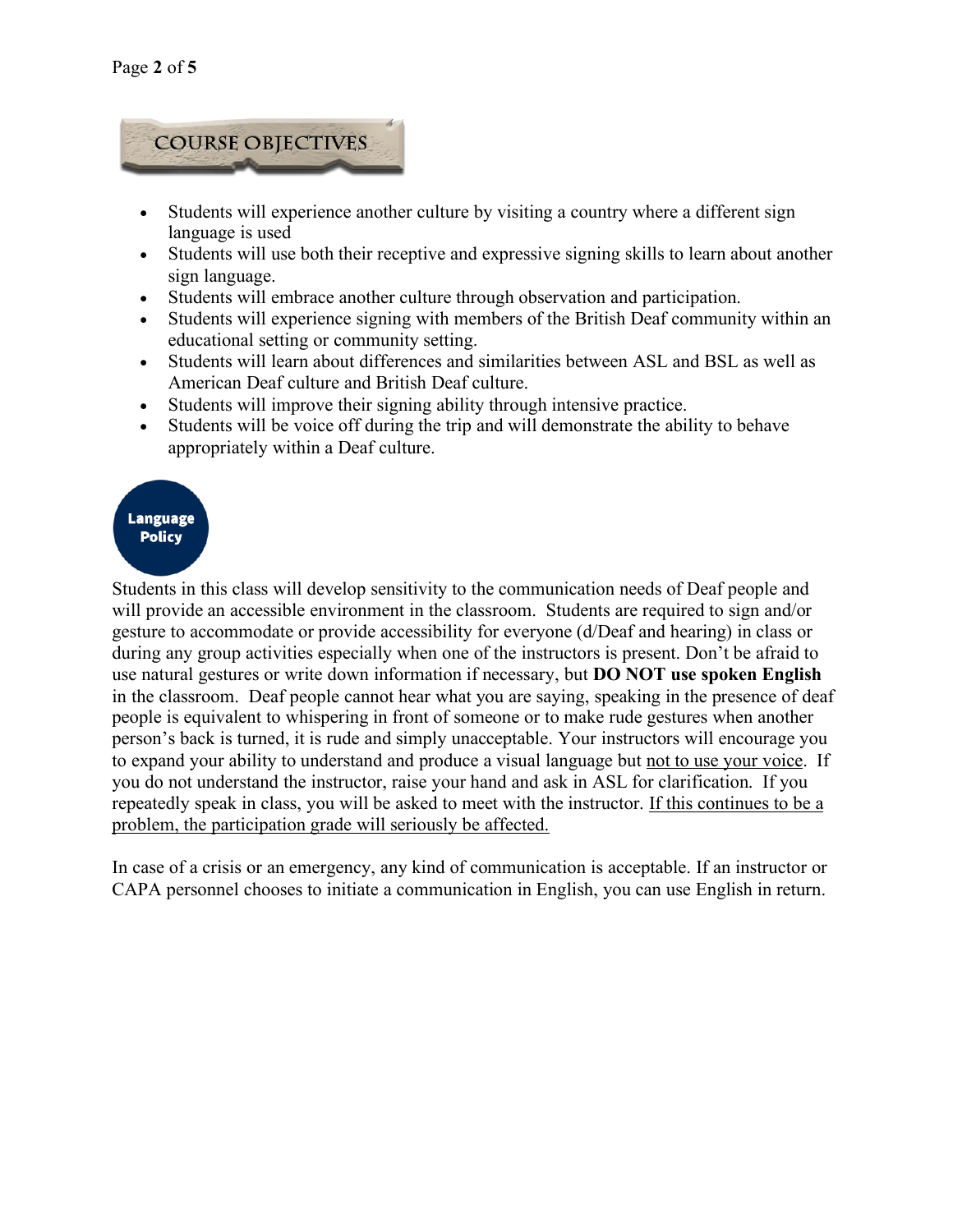## COURSE OBJECTIVES

- Students will experience another culture by visiting a country where a different sign language is used
- Students will use both their receptive and expressive signing skills to learn about another sign language.
- Students will embrace another culture through observation and participation.
- Students will experience signing with members of the British Deaf community within an educational setting or community setting.
- Students will learn about differences and similarities between ASL and BSL as well as American Deaf culture and British Deaf culture.
- Students will improve their signing ability through intensive practice.
- Students will be voice off during the trip and will demonstrate the ability to behave appropriately within a Deaf culture.

## Language Policy

Students in this class will develop sensitivity to the communication needs of Deaf people and will provide an accessible environment in the classroom. Students are required to sign and/or gesture to accommodate or provide accessibility for everyone (d/Deaf and hearing) in class or during any group activities especially when one of the instructors is present. Don't be afraid to use natural gestures or write down information if necessary, but **DO NOT use spoken English** in the classroom. Deaf people cannot hear what you are saying, speaking in the presence of deaf people is equivalent to whispering in front of someone or to make rude gestures when another person's back is turned, it is rude and simply unacceptable. Your instructors will encourage you to expand your ability to understand and produce a visual language but <u>not to use your voice</u>. If you do not understand the instructor, raise your hand and ask in ASL for clarification. If you repeatedly speak in class, you will be asked to meet with the instructor. <u>If this continues to be a problem, the participation grade will seriously be affected.</u>

In case of a crisis or an emergency, any kind of communication is acceptable. If an instructor or CAPA personnel chooses to initiate a communication in English, you can use English in return.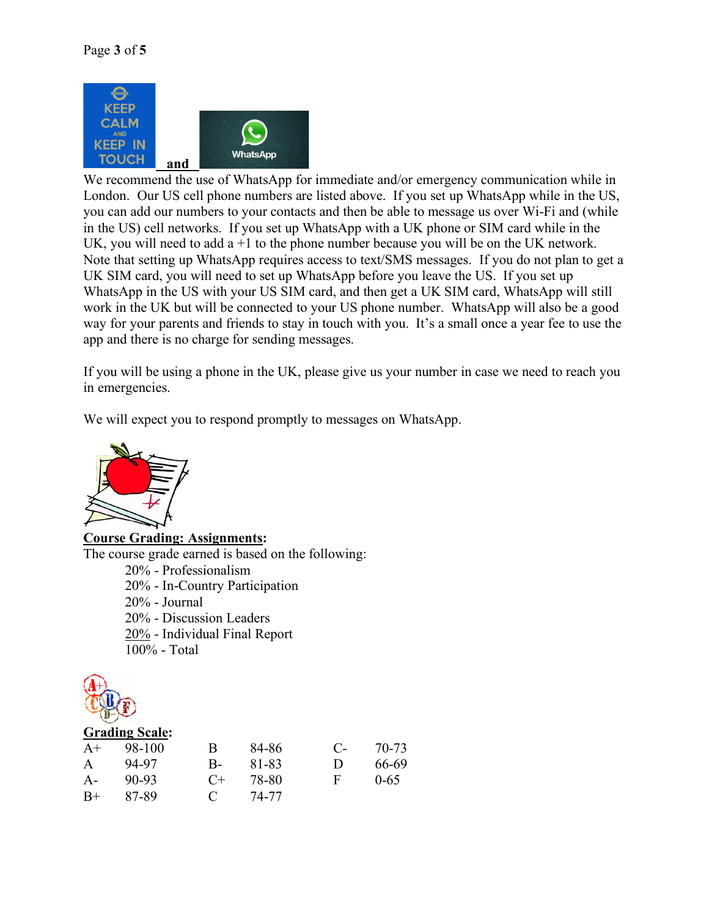**and**

We recommend the use of WhatsApp for immediate and/or emergency communication while in London. Our US cell phone numbers are listed above. If you set up WhatsApp while in the US, you can add our numbers to your contacts and then be able to message us over Wi-Fi and (while in the US) cell networks. If you set up WhatsApp with a UK phone or SIM card while in the UK, you will need to add a +1 to the phone number because you will be on the UK network. Note that setting up WhatsApp requires access to text/SMS messages. If you do not plan to get a UK SIM card, you will need to set up WhatsApp before you leave the US. If you set up WhatsApp in the US with your US SIM card, and then get a UK SIM card, WhatsApp will still work in the UK but will be connected to your US phone number. WhatsApp will also be a good way for your parents and friends to stay in touch with you. It's a small once a year fee to use the app and there is no charge for sending messages.

If you will be using a phone in the UK, please give us your number in case we need to reach you in emergencies.

We will expect you to respond promptly to messages on WhatsApp.

**Course Grading: Assignments:**

The course grade earned is based on the following:

20% - Professionalism
20% - In-Country Participation
20% - Journal
20% - Discussion Leaders
20% - Individual Final Report
100% - Total

**Grading Scale:**

| | | | | | |
|---|---|---|---|---|---|
| A+ | 98-100 | B | 84-86 | C- | 70-73 |
| A | 94-97 | B- | 81-83 | D | 66-69 |
| A- | 90-93 | C+ | 78-80 | F | 0-65 |
| B+ | 87-89 | C | 74-77 | | |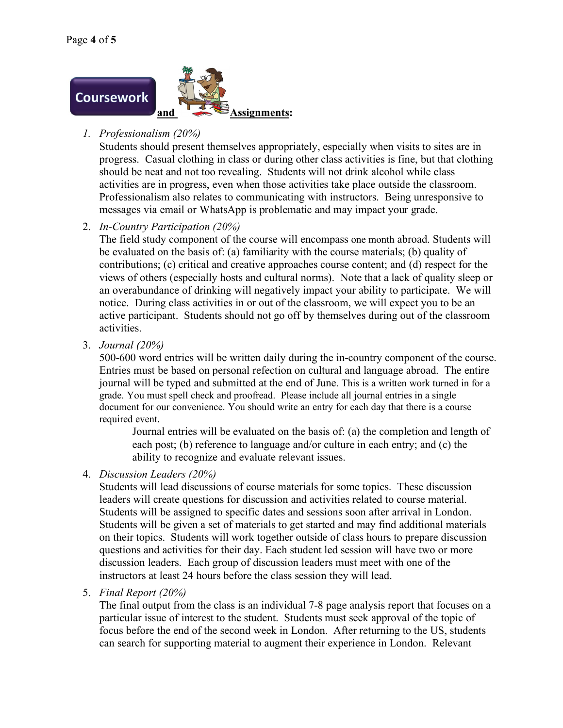## Coursework and Assignments:

1. *Professionalism (20%)*
   Students should present themselves appropriately, especially when visits to sites are in progress. Casual clothing in class or during other class activities is fine, but that clothing should be neat and not too revealing. Students will not drink alcohol while class activities are in progress, even when those activities take place outside the classroom. Professionalism also relates to communicating with instructors. Being unresponsive to messages via email or WhatsApp is problematic and may impact your grade.

2. *In-Country Participation (20%)*
   The field study component of the course will encompass one month abroad. Students will be evaluated on the basis of: (a) familiarity with the course materials; (b) quality of contributions; (c) critical and creative approaches course content; and (d) respect for the views of others (especially hosts and cultural norms). Note that a lack of quality sleep or an overabundance of drinking will negatively impact your ability to participate. We will notice. During class activities in or out of the classroom, we will expect you to be an active participant. Students should not go off by themselves during out of the classroom activities.

3. *Journal (20%)*
   500-600 word entries will be written daily during the in-country component of the course. Entries must be based on personal refection on cultural and language abroad. The entire journal will be typed and submitted at the end of June. This is a written work turned in for a grade. You must spell check and proofread. Please include all journal entries in a single document for our convenience. You should write an entry for each day that there is a course required event.

   Journal entries will be evaluated on the basis of: (a) the completion and length of each post; (b) reference to language and/or culture in each entry; and (c) the ability to recognize and evaluate relevant issues.

4. *Discussion Leaders (20%)*
   Students will lead discussions of course materials for some topics. These discussion leaders will create questions for discussion and activities related to course material. Students will be assigned to specific dates and sessions soon after arrival in London. Students will be given a set of materials to get started and may find additional materials on their topics. Students will work together outside of class hours to prepare discussion questions and activities for their day. Each student led session will have two or more discussion leaders. Each group of discussion leaders must meet with one of the instructors at least 24 hours before the class session they will lead.

5. *Final Report (20%)*
   The final output from the class is an individual 7-8 page analysis report that focuses on a particular issue of interest to the student. Students must seek approval of the topic of focus before the end of the second week in London. After returning to the US, students can search for supporting material to augment their experience in London. Relevant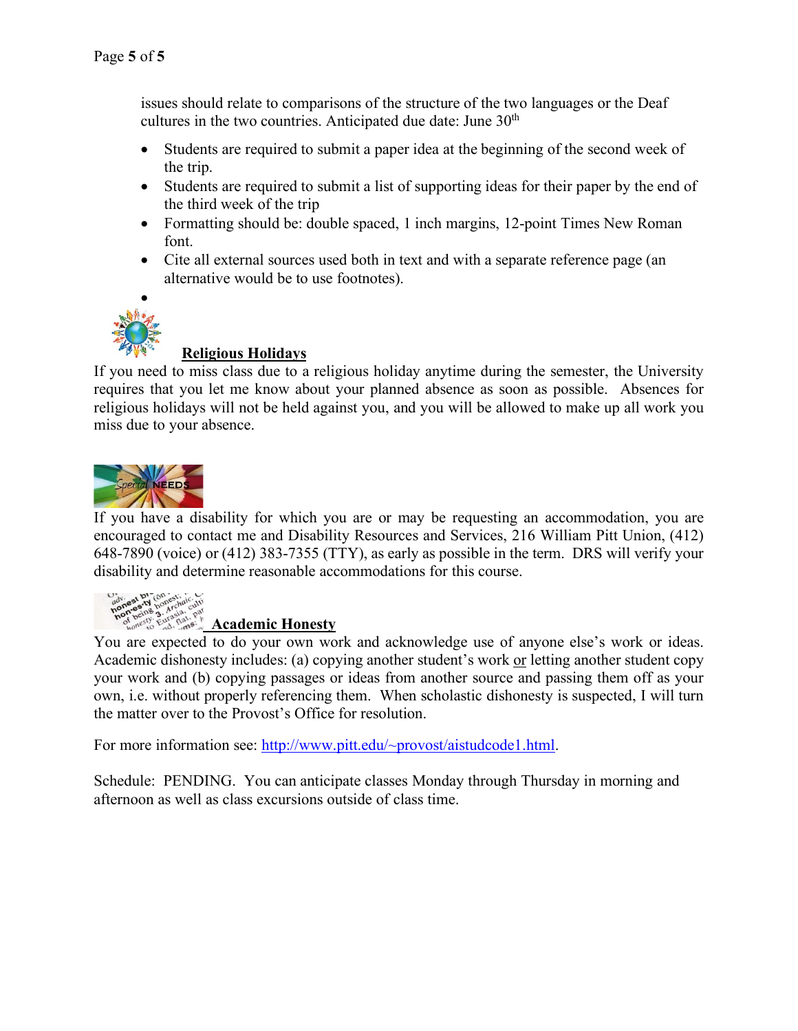issues should relate to comparisons of the structure of the two languages or the Deaf cultures in the two countries. Anticipated due date: June 30th

- Students are required to submit a paper idea at the beginning of the second week of the trip.
- Students are required to submit a list of supporting ideas for their paper by the end of the third week of the trip
- Formatting should be: double spaced, 1 inch margins, 12-point Times New Roman font.
- Cite all external sources used both in text and with a separate reference page (an alternative would be to use footnotes).

## Religious Holidays

If you need to miss class due to a religious holiday anytime during the semester, the University requires that you let me know about your planned absence as soon as possible. Absences for religious holidays will not be held against you, and you will be allowed to make up all work you miss due to your absence.

If you have a disability for which you are or may be requesting an accommodation, you are encouraged to contact me and Disability Resources and Services, 216 William Pitt Union, (412) 648-7890 (voice) or (412) 383-7355 (TTY), as early as possible in the term. DRS will verify your disability and determine reasonable accommodations for this course.

## Academic Honesty

You are expected to do your own work and acknowledge use of anyone else's work or ideas. Academic dishonesty includes: (a) copying another student's work or letting another student copy your work and (b) copying passages or ideas from another source and passing them off as your own, i.e. without properly referencing them. When scholastic dishonesty is suspected, I will turn the matter over to the Provost's Office for resolution.

For more information see: http://www.pitt.edu/~provost/aistudcode1.html.

Schedule: PENDING. You can anticipate classes Monday through Thursday in morning and afternoon as well as class excursions outside of class time.